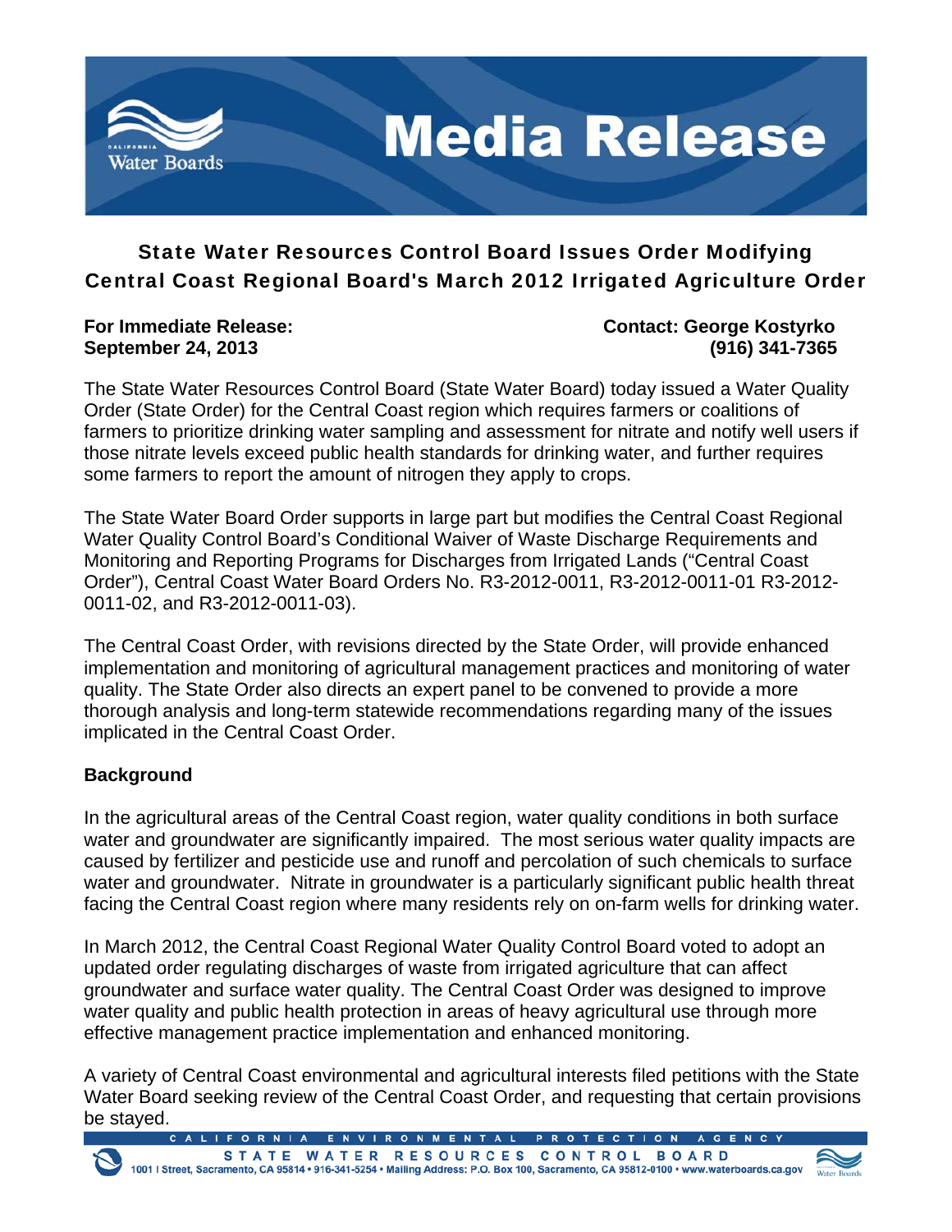# Media Release

## State Water Resources Control Board Issues Order Modifying Central Coast Regional Board's March 2012 Irrigated Agriculture Order

**For Immediate Release:**
**September 24, 2013**

**Contact: George Kostyrko**
**(916) 341-7365**

The State Water Resources Control Board (State Water Board) today issued a Water Quality Order (State Order) for the Central Coast region which requires farmers or coalitions of farmers to prioritize drinking water sampling and assessment for nitrate and notify well users if those nitrate levels exceed public health standards for drinking water, and further requires some farmers to report the amount of nitrogen they apply to crops.

The State Water Board Order supports in large part but modifies the Central Coast Regional Water Quality Control Board's Conditional Waiver of Waste Discharge Requirements and Monitoring and Reporting Programs for Discharges from Irrigated Lands ("Central Coast Order"), Central Coast Water Board Orders No. R3-2012-0011, R3-2012-0011-01 R3-2012-0011-02, and R3-2012-0011-03).

The Central Coast Order, with revisions directed by the State Order, will provide enhanced implementation and monitoring of agricultural management practices and monitoring of water quality. The State Order also directs an expert panel to be convened to provide a more thorough analysis and long-term statewide recommendations regarding many of the issues implicated in the Central Coast Order.

### Background

In the agricultural areas of the Central Coast region, water quality conditions in both surface water and groundwater are significantly impaired. The most serious water quality impacts are caused by fertilizer and pesticide use and runoff and percolation of such chemicals to surface water and groundwater. Nitrate in groundwater is a particularly significant public health threat facing the Central Coast region where many residents rely on on-farm wells for drinking water.

In March 2012, the Central Coast Regional Water Quality Control Board voted to adopt an updated order regulating discharges of waste from irrigated agriculture that can affect groundwater and surface water quality. The Central Coast Order was designed to improve water quality and public health protection in areas of heavy agricultural use through more effective management practice implementation and enhanced monitoring.

A variety of Central Coast environmental and agricultural interests filed petitions with the State Water Board seeking review of the Central Coast Order, and requesting that certain provisions be stayed.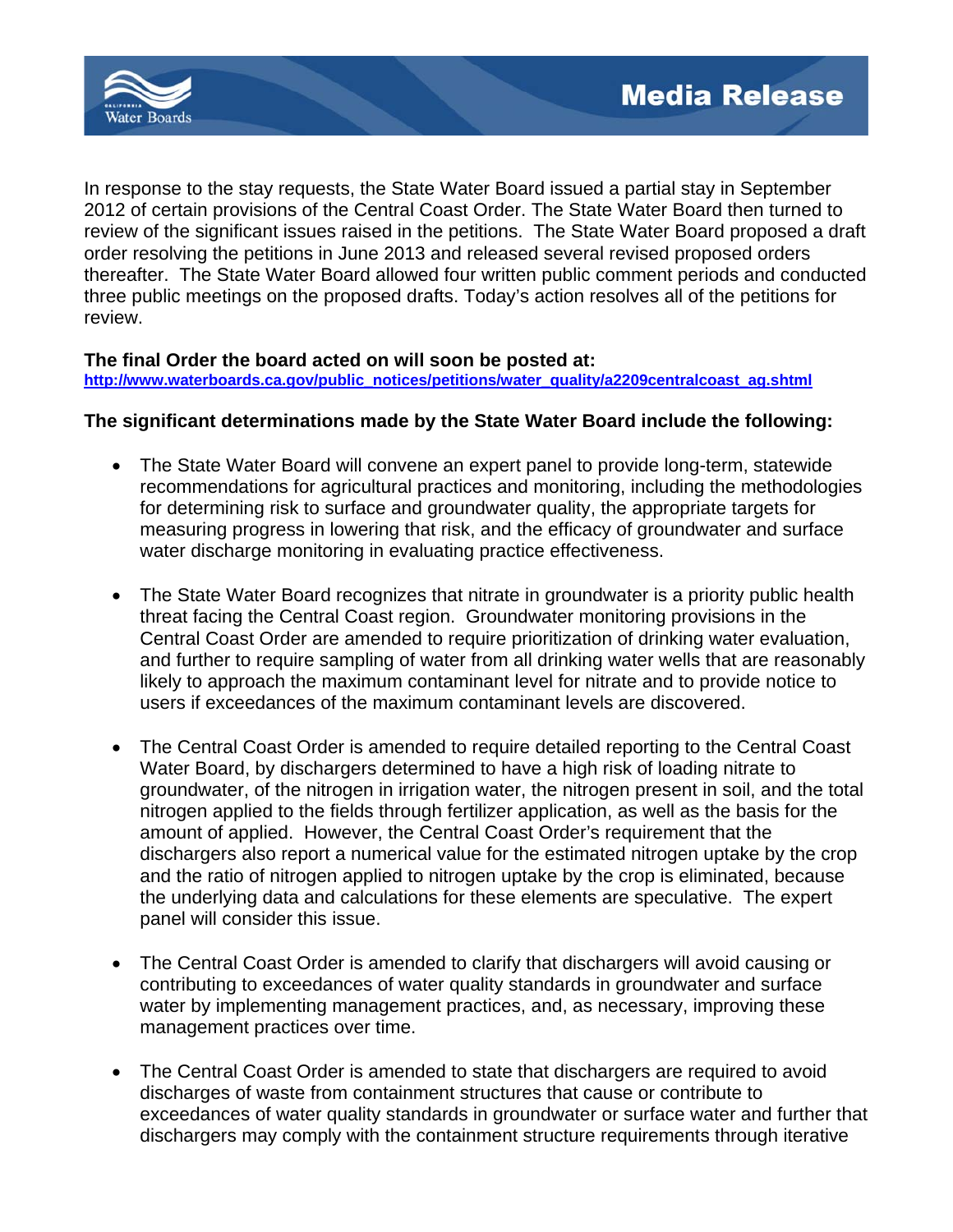In response to the stay requests, the State Water Board issued a partial stay in September 2012 of certain provisions of the Central Coast Order. The State Water Board then turned to review of the significant issues raised in the petitions. The State Water Board proposed a draft order resolving the petitions in June 2013 and released several revised proposed orders thereafter. The State Water Board allowed four written public comment periods and conducted three public meetings on the proposed drafts. Today's action resolves all of the petitions for review.

**The final Order the board acted on will soon be posted at:**
**http://www.waterboards.ca.gov/public_notices/petitions/water_quality/a2209centralcoast_ag.shtml**

**The significant determinations made by the State Water Board include the following:**

- The State Water Board will convene an expert panel to provide long-term, statewide recommendations for agricultural practices and monitoring, including the methodologies for determining risk to surface and groundwater quality, the appropriate targets for measuring progress in lowering that risk, and the efficacy of groundwater and surface water discharge monitoring in evaluating practice effectiveness.

- The State Water Board recognizes that nitrate in groundwater is a priority public health threat facing the Central Coast region. Groundwater monitoring provisions in the Central Coast Order are amended to require prioritization of drinking water evaluation, and further to require sampling of water from all drinking water wells that are reasonably likely to approach the maximum contaminant level for nitrate and to provide notice to users if exceedances of the maximum contaminant levels are discovered.

- The Central Coast Order is amended to require detailed reporting to the Central Coast Water Board, by dischargers determined to have a high risk of loading nitrate to groundwater, of the nitrogen in irrigation water, the nitrogen present in soil, and the total nitrogen applied to the fields through fertilizer application, as well as the basis for the amount of applied. However, the Central Coast Order's requirement that the dischargers also report a numerical value for the estimated nitrogen uptake by the crop and the ratio of nitrogen applied to nitrogen uptake by the crop is eliminated, because the underlying data and calculations for these elements are speculative. The expert panel will consider this issue.

- The Central Coast Order is amended to clarify that dischargers will avoid causing or contributing to exceedances of water quality standards in groundwater and surface water by implementing management practices, and, as necessary, improving these management practices over time.

- The Central Coast Order is amended to state that dischargers are required to avoid discharges of waste from containment structures that cause or contribute to exceedances of water quality standards in groundwater or surface water and further that dischargers may comply with the containment structure requirements through iterative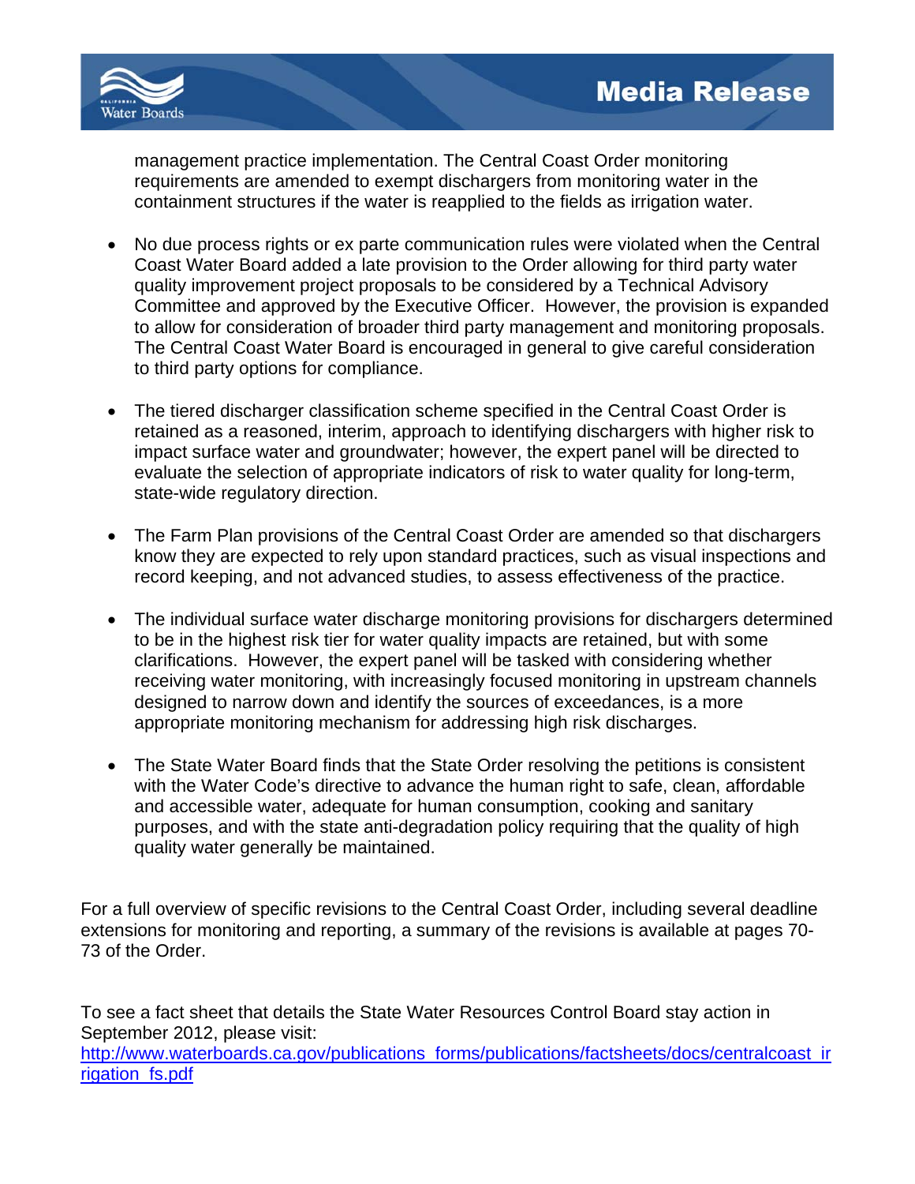management practice implementation. The Central Coast Order monitoring requirements are amended to exempt dischargers from monitoring water in the containment structures if the water is reapplied to the fields as irrigation water.

- No due process rights or ex parte communication rules were violated when the Central Coast Water Board added a late provision to the Order allowing for third party water quality improvement project proposals to be considered by a Technical Advisory Committee and approved by the Executive Officer. However, the provision is expanded to allow for consideration of broader third party management and monitoring proposals. The Central Coast Water Board is encouraged in general to give careful consideration to third party options for compliance.

- The tiered discharger classification scheme specified in the Central Coast Order is retained as a reasoned, interim, approach to identifying dischargers with higher risk to impact surface water and groundwater; however, the expert panel will be directed to evaluate the selection of appropriate indicators of risk to water quality for long-term, state-wide regulatory direction.

- The Farm Plan provisions of the Central Coast Order are amended so that dischargers know they are expected to rely upon standard practices, such as visual inspections and record keeping, and not advanced studies, to assess effectiveness of the practice.

- The individual surface water discharge monitoring provisions for dischargers determined to be in the highest risk tier for water quality impacts are retained, but with some clarifications. However, the expert panel will be tasked with considering whether receiving water monitoring, with increasingly focused monitoring in upstream channels designed to narrow down and identify the sources of exceedances, is a more appropriate monitoring mechanism for addressing high risk discharges.

- The State Water Board finds that the State Order resolving the petitions is consistent with the Water Code's directive to advance the human right to safe, clean, affordable and accessible water, adequate for human consumption, cooking and sanitary purposes, and with the state anti-degradation policy requiring that the quality of high quality water generally be maintained.

For a full overview of specific revisions to the Central Coast Order, including several deadline extensions for monitoring and reporting, a summary of the revisions is available at pages 70-73 of the Order.

To see a fact sheet that details the State Water Resources Control Board stay action in September 2012, please visit:
http://www.waterboards.ca.gov/publications_forms/publications/factsheets/docs/centralcoast_irrigation_fs.pdf